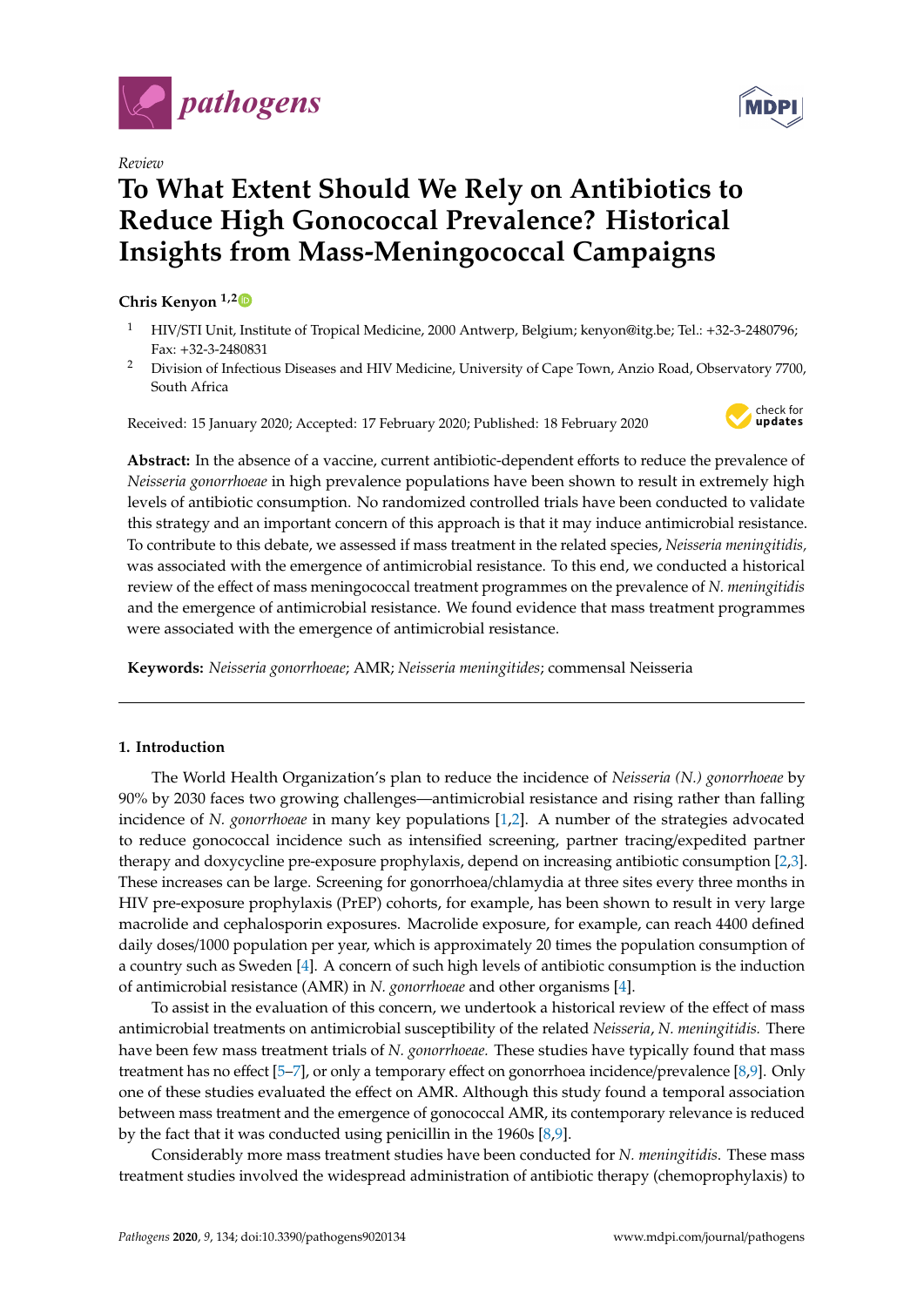*Review*

# To What Extent Should We Rely on Antibiotics to Reduce High Gonococcal Prevalence? Historical Insights from Mass-Meningococcal Campaigns

**Chris Kenyon** [1,2]

[1] HIV/STI Unit, Institute of Tropical Medicine, 2000 Antwerp, Belgium; kenyon@itg.be; Tel.: +32-3-2480796; Fax: +32-3-2480831

[2] Division of Infectious Diseases and HIV Medicine, University of Cape Town, Anzio Road, Observatory 7700, South Africa

Received: 15 January 2020; Accepted: 17 February 2020; Published: 18 February 2020

**Abstract:** In the absence of a vaccine, current antibiotic-dependent efforts to reduce the prevalence of *Neisseria gonorrhoeae* in high prevalence populations have been shown to result in extremely high levels of antibiotic consumption. No randomized controlled trials have been conducted to validate this strategy and an important concern of this approach is that it may induce antimicrobial resistance. To contribute to this debate, we assessed if mass treatment in the related species, *Neisseria meningitidis*, was associated with the emergence of antimicrobial resistance. To this end, we conducted a historical review of the effect of mass meningococcal treatment programmes on the prevalence of *N. meningitidis* and the emergence of antimicrobial resistance. We found evidence that mass treatment programmes were associated with the emergence of antimicrobial resistance.

**Keywords:** *Neisseria gonorrhoeae*; AMR; *Neisseria meningitides*; commensal Neisseria

## 1. Introduction

The World Health Organization's plan to reduce the incidence of *Neisseria (N.) gonorrhoeae* by 90% by 2030 faces two growing challenges—antimicrobial resistance and rising rather than falling incidence of *N. gonorrhoeae* in many key populations [1,2]. A number of the strategies advocated to reduce gonococcal incidence such as intensified screening, partner tracing/expedited partner therapy and doxycycline pre-exposure prophylaxis, depend on increasing antibiotic consumption [2,3]. These increases can be large. Screening for gonorrhoea/chlamydia at three sites every three months in HIV pre-exposure prophylaxis (PrEP) cohorts, for example, has been shown to result in very large macrolide and cephalosporin exposures. Macrolide exposure, for example, can reach 4400 defined daily doses/1000 population per year, which is approximately 20 times the population consumption of a country such as Sweden [4]. A concern of such high levels of antibiotic consumption is the induction of antimicrobial resistance (AMR) in *N. gonorrhoeae* and other organisms [4].

To assist in the evaluation of this concern, we undertook a historical review of the effect of mass antimicrobial treatments on antimicrobial susceptibility of the related *Neisseria*, *N. meningitidis.* There have been few mass treatment trials of *N. gonorrhoeae.* These studies have typically found that mass treatment has no effect [5–7], or only a temporary effect on gonorrhoea incidence/prevalence [8,9]. Only one of these studies evaluated the effect on AMR. Although this study found a temporal association between mass treatment and the emergence of gonococcal AMR, its contemporary relevance is reduced by the fact that it was conducted using penicillin in the 1960s [8,9].

Considerably more mass treatment studies have been conducted for *N. meningitidis*. These mass treatment studies involved the widespread administration of antibiotic therapy (chemoprophylaxis) to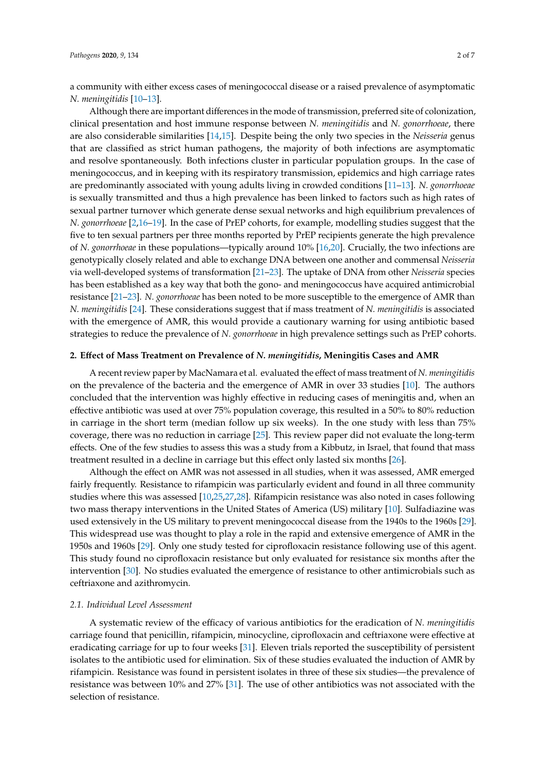a community with either excess cases of meningococcal disease or a raised prevalence of asymptomatic *N. meningitidis* [10–13].

Although there are important differences in the mode of transmission, preferred site of colonization, clinical presentation and host immune response between *N. meningitidis* and *N. gonorrhoeae*, there are also considerable similarities [14,15]. Despite being the only two species in the *Neisseria* genus that are classified as strict human pathogens, the majority of both infections are asymptomatic and resolve spontaneously. Both infections cluster in particular population groups. In the case of meningococcus, and in keeping with its respiratory transmission, epidemics and high carriage rates are predominantly associated with young adults living in crowded conditions [11–13]. *N. gonorrhoeae* is sexually transmitted and thus a high prevalence has been linked to factors such as high rates of sexual partner turnover which generate dense sexual networks and high equilibrium prevalences of *N. gonorrhoeae* [2,16–19]. In the case of PrEP cohorts, for example, modelling studies suggest that the five to ten sexual partners per three months reported by PrEP recipients generate the high prevalence of *N. gonorrhoeae* in these populations—typically around 10% [16,20]. Crucially, the two infections are genotypically closely related and able to exchange DNA between one another and commensal *Neisseria* via well-developed systems of transformation [21–23]. The uptake of DNA from other *Neisseria* species has been established as a key way that both the gono- and meningococcus have acquired antimicrobial resistance [21–23]. *N. gonorrhoeae* has been noted to be more susceptible to the emergence of AMR than *N. meningitidis* [24]. These considerations suggest that if mass treatment of *N. meningitidis* is associated with the emergence of AMR, this would provide a cautionary warning for using antibiotic based strategies to reduce the prevalence of *N. gonorrhoeae* in high prevalence settings such as PrEP cohorts.

## 2. Effect of Mass Treatment on Prevalence of *N. meningitidis*, Meningitis Cases and AMR

A recent review paper by MacNamara et al. evaluated the effect of mass treatment of *N. meningitidis* on the prevalence of the bacteria and the emergence of AMR in over 33 studies [10]. The authors concluded that the intervention was highly effective in reducing cases of meningitis and, when an effective antibiotic was used at over 75% population coverage, this resulted in a 50% to 80% reduction in carriage in the short term (median follow up six weeks). In the one study with less than 75% coverage, there was no reduction in carriage [25]. This review paper did not evaluate the long-term effects. One of the few studies to assess this was a study from a Kibbutz, in Israel, that found that mass treatment resulted in a decline in carriage but this effect only lasted six months [26].

Although the effect on AMR was not assessed in all studies, when it was assessed, AMR emerged fairly frequently. Resistance to rifampicin was particularly evident and found in all three community studies where this was assessed [10,25,27,28]. Rifampicin resistance was also noted in cases following two mass therapy interventions in the United States of America (US) military [10]. Sulfadiazine was used extensively in the US military to prevent meningococcal disease from the 1940s to the 1960s [29]. This widespread use was thought to play a role in the rapid and extensive emergence of AMR in the 1950s and 1960s [29]. Only one study tested for ciprofloxacin resistance following use of this agent. This study found no ciprofloxacin resistance but only evaluated for resistance six months after the intervention [30]. No studies evaluated the emergence of resistance to other antimicrobials such as ceftriaxone and azithromycin.

### 2.1. Individual Level Assessment

A systematic review of the efficacy of various antibiotics for the eradication of *N. meningitidis* carriage found that penicillin, rifampicin, minocycline, ciprofloxacin and ceftriaxone were effective at eradicating carriage for up to four weeks [31]. Eleven trials reported the susceptibility of persistent isolates to the antibiotic used for elimination. Six of these studies evaluated the induction of AMR by rifampicin. Resistance was found in persistent isolates in three of these six studies—the prevalence of resistance was between 10% and 27% [31]. The use of other antibiotics was not associated with the selection of resistance.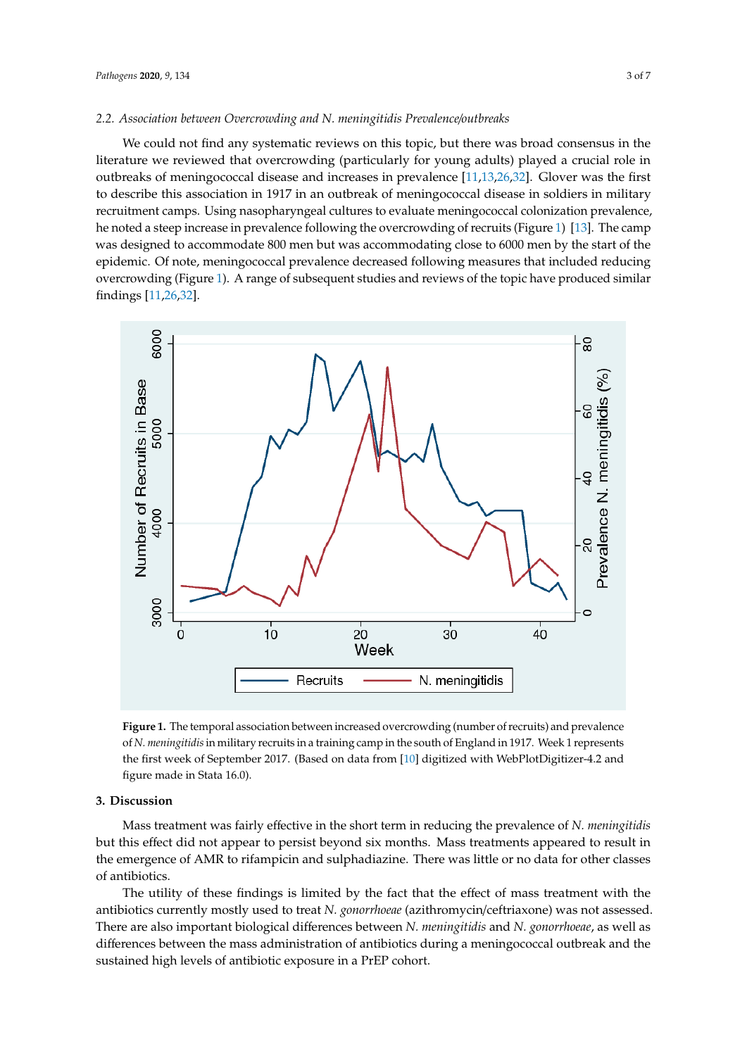### 2.2. Association between Overcrowding and *N. meningitidis* Prevalence/outbreaks

We could not find any systematic reviews on this topic, but there was broad consensus in the literature we reviewed that overcrowding (particularly for young adults) played a crucial role in outbreaks of meningococcal disease and increases in prevalence [11,13,26,32]. Glover was the first to describe this association in 1917 in an outbreak of meningococcal disease in soldiers in military recruitment camps. Using nasopharyngeal cultures to evaluate meningococcal colonization prevalence, he noted a steep increase in prevalence following the overcrowding of recruits (Figure 1) [13]. The camp was designed to accommodate 800 men but was accommodating close to 6000 men by the start of the epidemic. Of note, meningococcal prevalence decreased following measures that included reducing overcrowding (Figure 1). A range of subsequent studies and reviews of the topic have produced similar findings [11,26,32].

**Figure 1.** The temporal association between increased overcrowding (number of recruits) and prevalence of *N. meningitidis* in military recruits in a training camp in the south of England in 1917. Week 1 represents the first week of September 2017. (Based on data from [10] digitized with WebPlotDigitizer-4.2 and figure made in Stata 16.0).

## 3. Discussion

Mass treatment was fairly effective in the short term in reducing the prevalence of *N. meningitidis* but this effect did not appear to persist beyond six months. Mass treatments appeared to result in the emergence of AMR to rifampicin and sulphadiazine. There was little or no data for other classes of antibiotics.

The utility of these findings is limited by the fact that the effect of mass treatment with the antibiotics currently mostly used to treat *N. gonorrhoeae* (azithromycin/ceftriaxone) was not assessed. There are also important biological differences between *N. meningitidis* and *N. gonorrhoeae*, as well as differences between the mass administration of antibiotics during a meningococcal outbreak and the sustained high levels of antibiotic exposure in a PrEP cohort.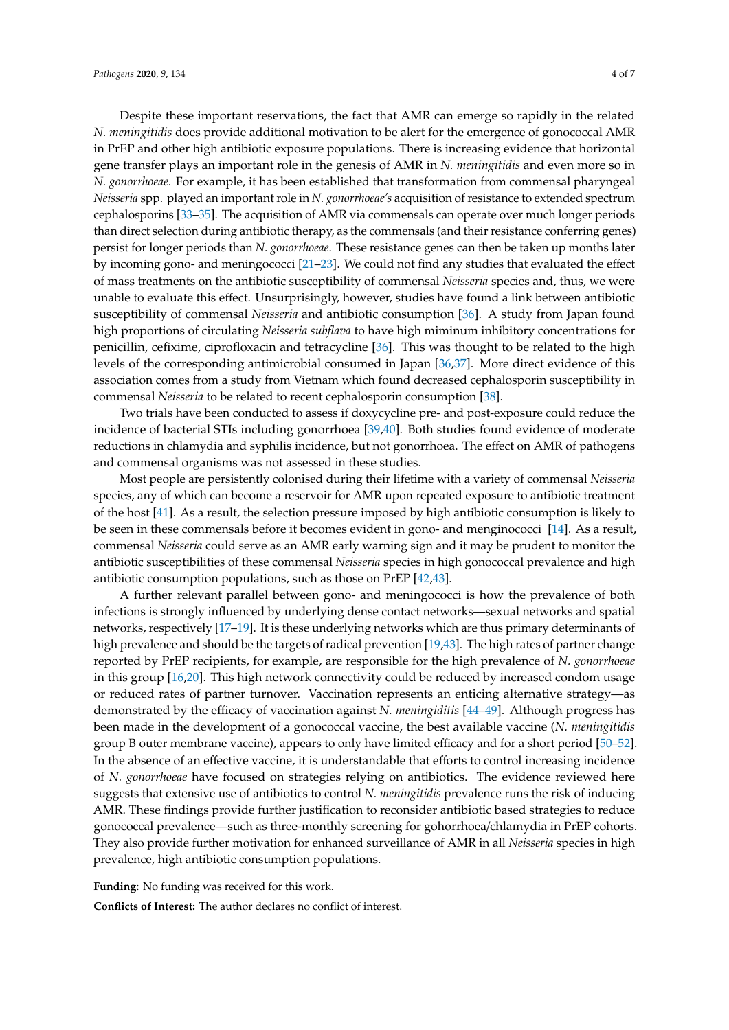Despite these important reservations, the fact that AMR can emerge so rapidly in the related *N. meningitidis* does provide additional motivation to be alert for the emergence of gonococcal AMR in PrEP and other high antibiotic exposure populations. There is increasing evidence that horizontal gene transfer plays an important role in the genesis of AMR in *N. meningitidis* and even more so in *N. gonorrhoeae*. For example, it has been established that transformation from commensal pharyngeal *Neisseria* spp. played an important role in *N. gonorrhoeae's* acquisition of resistance to extended spectrum cephalosporins [33–35]. The acquisition of AMR via commensals can operate over much longer periods than direct selection during antibiotic therapy, as the commensals (and their resistance conferring genes) persist for longer periods than *N. gonorrhoeae*. These resistance genes can then be taken up months later by incoming gono- and meningococci [21–23]. We could not find any studies that evaluated the effect of mass treatments on the antibiotic susceptibility of commensal *Neisseria* species and, thus, we were unable to evaluate this effect. Unsurprisingly, however, studies have found a link between antibiotic susceptibility of commensal *Neisseria* and antibiotic consumption [36]. A study from Japan found high proportions of circulating *Neisseria subflava* to have high miminum inhibitory concentrations for penicillin, cefixime, ciprofloxacin and tetracycline [36]. This was thought to be related to the high levels of the corresponding antimicrobial consumed in Japan [36,37]. More direct evidence of this association comes from a study from Vietnam which found decreased cephalosporin susceptibility in commensal *Neisseria* to be related to recent cephalosporin consumption [38].

Two trials have been conducted to assess if doxycycline pre- and post-exposure could reduce the incidence of bacterial STIs including gonorrhoea [39,40]. Both studies found evidence of moderate reductions in chlamydia and syphilis incidence, but not gonorrhoea. The effect on AMR of pathogens and commensal organisms was not assessed in these studies.

Most people are persistently colonised during their lifetime with a variety of commensal *Neisseria* species, any of which can become a reservoir for AMR upon repeated exposure to antibiotic treatment of the host [41]. As a result, the selection pressure imposed by high antibiotic consumption is likely to be seen in these commensals before it becomes evident in gono- and menginococci [14]. As a result, commensal *Neisseria* could serve as an AMR early warning sign and it may be prudent to monitor the antibiotic susceptibilities of these commensal *Neisseria* species in high gonococcal prevalence and high antibiotic consumption populations, such as those on PrEP [42,43].

A further relevant parallel between gono- and meningococci is how the prevalence of both infections is strongly influenced by underlying dense contact networks—sexual networks and spatial networks, respectively [17–19]. It is these underlying networks which are thus primary determinants of high prevalence and should be the targets of radical prevention [19,43]. The high rates of partner change reported by PrEP recipients, for example, are responsible for the high prevalence of *N. gonorrhoeae* in this group [16,20]. This high network connectivity could be reduced by increased condom usage or reduced rates of partner turnover. Vaccination represents an enticing alternative strategy—as demonstrated by the efficacy of vaccination against *N. meningiditis* [44–49]. Although progress has been made in the development of a gonococcal vaccine, the best available vaccine (*N. meningitidis* group B outer membrane vaccine), appears to only have limited efficacy and for a short period [50–52]. In the absence of an effective vaccine, it is understandable that efforts to control increasing incidence of *N. gonorrhoeae* have focused on strategies relying on antibiotics. The evidence reviewed here suggests that extensive use of antibiotics to control *N. meningitidis* prevalence runs the risk of inducing AMR. These findings provide further justification to reconsider antibiotic based strategies to reduce gonococcal prevalence—such as three-monthly screening for gohorrhoea/chlamydia in PrEP cohorts. They also provide further motivation for enhanced surveillance of AMR in all *Neisseria* species in high prevalence, high antibiotic consumption populations.

**Funding:** No funding was received for this work.

**Conflicts of Interest:** The author declares no conflict of interest.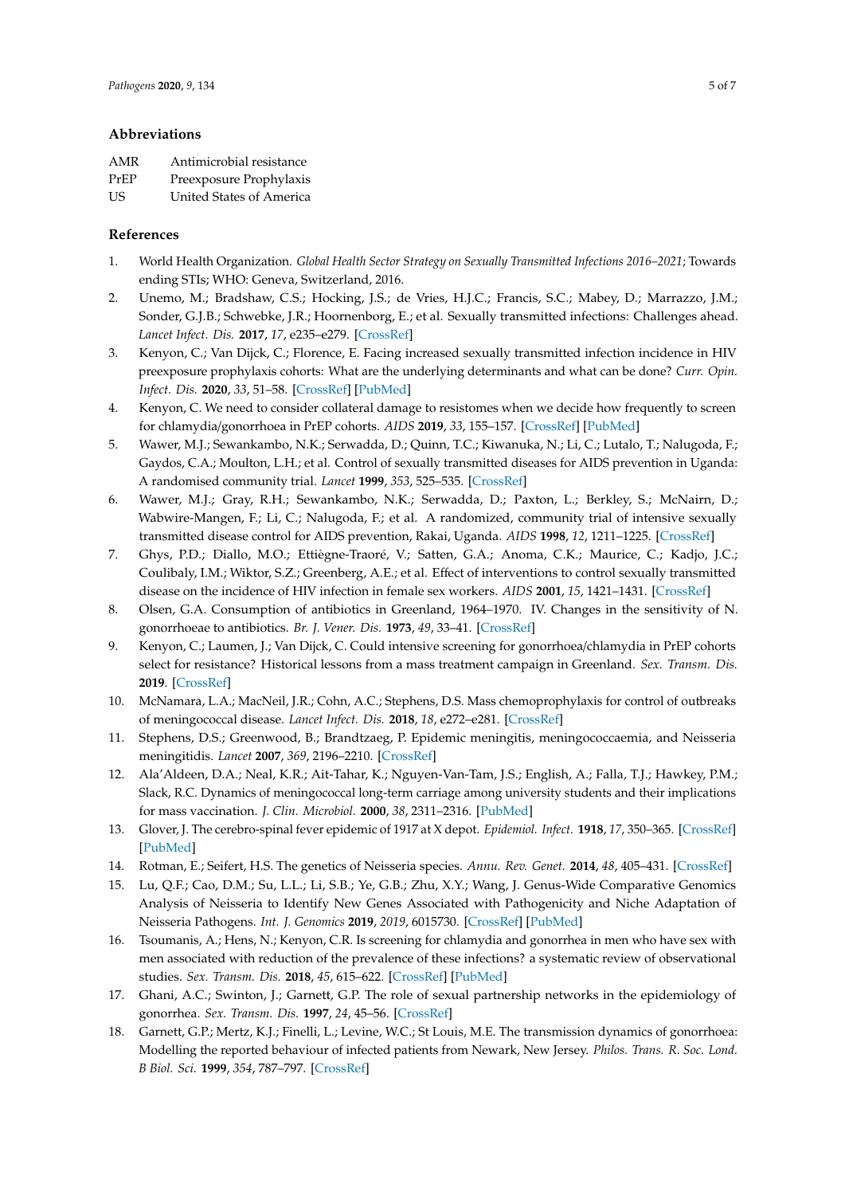## Abbreviations

| | |
|---|---|
| AMR | Antimicrobial resistance |
| PrEP | Preexposure Prophylaxis |
| US | United States of America |

## References

1. World Health Organization. *Global Health Sector Strategy on Sexually Transmitted Infections 2016–2021*; Towards ending STIs; WHO: Geneva, Switzerland, 2016.
2. Unemo, M.; Bradshaw, C.S.; Hocking, J.S.; de Vries, H.J.C.; Francis, S.C.; Mabey, D.; Marrazzo, J.M.; Sonder, G.J.B.; Schwebke, J.R.; Hoornenborg, E.; et al. Sexually transmitted infections: Challenges ahead. *Lancet Infect. Dis.* **2017**, *17*, e235–e279. [CrossRef]
3. Kenyon, C.; Van Dijck, C.; Florence, E. Facing increased sexually transmitted infection incidence in HIV preexposure prophylaxis cohorts: What are the underlying determinants and what can be done? *Curr. Opin. Infect. Dis.* **2020**, *33*, 51–58. [CrossRef] [PubMed]
4. Kenyon, C. We need to consider collateral damage to resistomes when we decide how frequently to screen for chlamydia/gonorrhoea in PrEP cohorts. *AIDS* **2019**, *33*, 155–157. [CrossRef] [PubMed]
5. Wawer, M.J.; Sewankambo, N.K.; Serwadda, D.; Quinn, T.C.; Kiwanuka, N.; Li, C.; Lutalo, T.; Nalugoda, F.; Gaydos, C.A.; Moulton, L.H.; et al. Control of sexually transmitted diseases for AIDS prevention in Uganda: A randomised community trial. *Lancet* **1999**, *353*, 525–535. [CrossRef]
6. Wawer, M.J.; Gray, R.H.; Sewankambo, N.K.; Serwadda, D.; Paxton, L.; Berkley, S.; McNairn, D.; Wabwire-Mangen, F.; Li, C.; Nalugoda, F.; et al. A randomized, community trial of intensive sexually transmitted disease control for AIDS prevention, Rakai, Uganda. *AIDS* **1998**, *12*, 1211–1225. [CrossRef]
7. Ghys, P.D.; Diallo, M.O.; Ettiègne-Traoré, V.; Satten, G.A.; Anoma, C.K.; Maurice, C.; Kadjo, J.C.; Coulibaly, I.M.; Wiktor, S.Z.; Greenberg, A.E.; et al. Effect of interventions to control sexually transmitted disease on the incidence of HIV infection in female sex workers. *AIDS* **2001**, *15*, 1421–1431. [CrossRef]
8. Olsen, G.A. Consumption of antibiotics in Greenland, 1964–1970. IV. Changes in the sensitivity of N. gonorrhoeae to antibiotics. *Br. J. Vener. Dis.* **1973**, *49*, 33–41. [CrossRef]
9. Kenyon, C.; Laumen, J.; Van Dijck, C. Could intensive screening for gonorrhoea/chlamydia in PrEP cohorts select for resistance? Historical lessons from a mass treatment campaign in Greenland. *Sex. Transm. Dis.* **2019**. [CrossRef]
10. McNamara, L.A.; MacNeil, J.R.; Cohn, A.C.; Stephens, D.S. Mass chemoprophylaxis for control of outbreaks of meningococcal disease. *Lancet Infect. Dis.* **2018**, *18*, e272–e281. [CrossRef]
11. Stephens, D.S.; Greenwood, B.; Brandtzaeg, P. Epidemic meningitis, meningococcaemia, and Neisseria meningitidis. *Lancet* **2007**, *369*, 2196–2210. [CrossRef]
12. Ala'Aldeen, D.A.; Neal, K.R.; Ait-Tahar, K.; Nguyen-Van-Tam, J.S.; English, A.; Falla, T.J.; Hawkey, P.M.; Slack, R.C. Dynamics of meningococcal long-term carriage among university students and their implications for mass vaccination. *J. Clin. Microbiol.* **2000**, *38*, 2311–2316. [PubMed]
13. Glover, J. The cerebro-spinal fever epidemic of 1917 at X depot. *Epidemiol. Infect.* **1918**, *17*, 350–365. [CrossRef] [PubMed]
14. Rotman, E.; Seifert, H.S. The genetics of Neisseria species. *Annu. Rev. Genet.* **2014**, *48*, 405–431. [CrossRef]
15. Lu, Q.F.; Cao, D.M.; Su, L.L.; Li, S.B.; Ye, G.B.; Zhu, X.Y.; Wang, J. Genus-Wide Comparative Genomics Analysis of Neisseria to Identify New Genes Associated with Pathogenicity and Niche Adaptation of Neisseria Pathogens. *Int. J. Genomics* **2019**, *2019*, 6015730. [CrossRef] [PubMed]
16. Tsoumanis, A.; Hens, N.; Kenyon, C.R. Is screening for chlamydia and gonorrhea in men who have sex with men associated with reduction of the prevalence of these infections? a systematic review of observational studies. *Sex. Transm. Dis.* **2018**, *45*, 615–622. [CrossRef] [PubMed]
17. Ghani, A.C.; Swinton, J.; Garnett, G.P. The role of sexual partnership networks in the epidemiology of gonorrhea. *Sex. Transm. Dis.* **1997**, *24*, 45–56. [CrossRef]
18. Garnett, G.P.; Mertz, K.J.; Finelli, L.; Levine, W.C.; St Louis, M.E. The transmission dynamics of gonorrhoea: Modelling the reported behaviour of infected patients from Newark, New Jersey. *Philos. Trans. R. Soc. Lond. B Biol. Sci.* **1999**, *354*, 787–797. [CrossRef]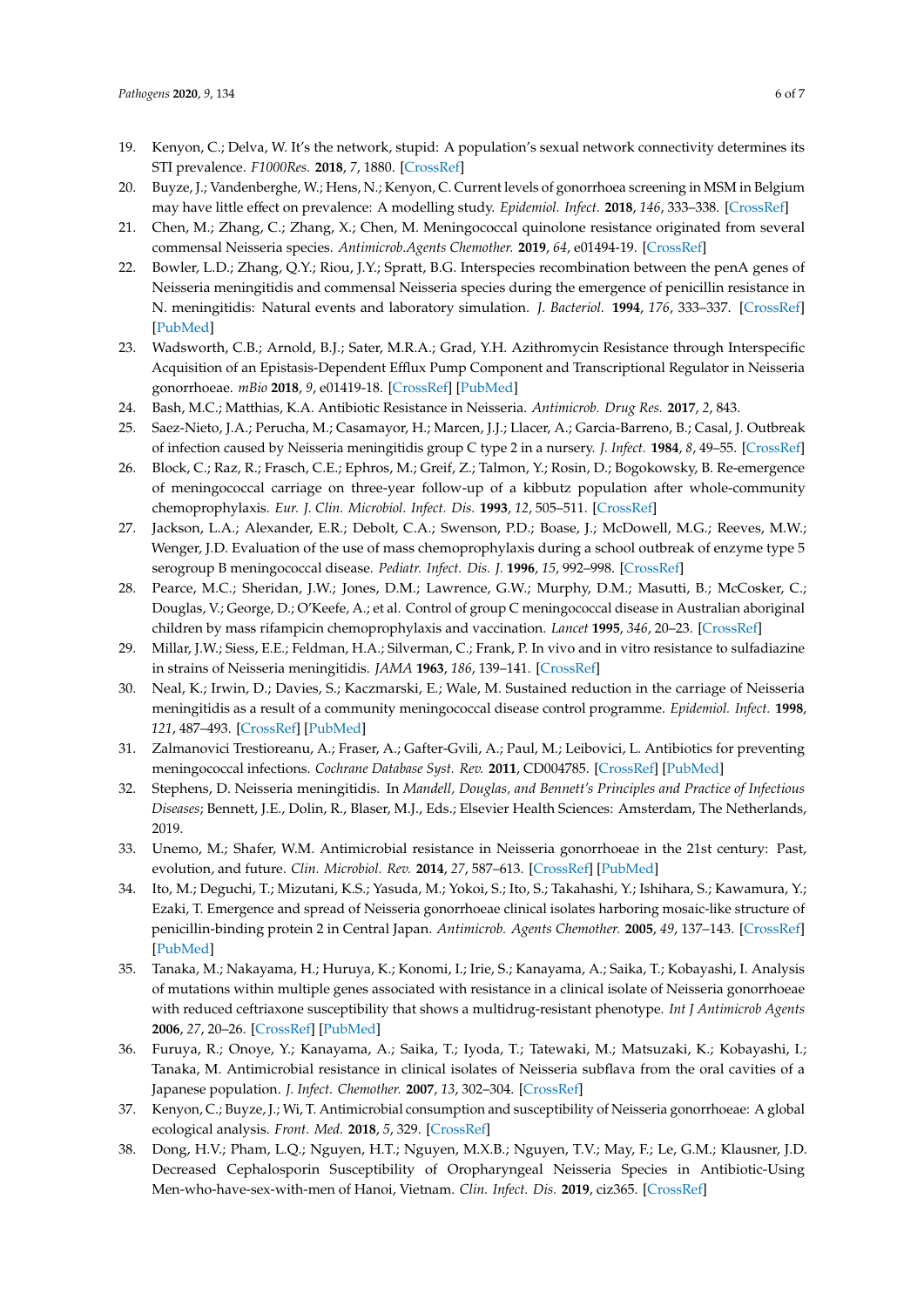19. Kenyon, C.; Delva, W. It's the network, stupid: A population's sexual network connectivity determines its STI prevalence. *F1000Res.* **2018**, *7*, 1880. [CrossRef]
20. Buyze, J.; Vandenberghe, W.; Hens, N.; Kenyon, C. Current levels of gonorrhoea screening in MSM in Belgium may have little effect on prevalence: A modelling study. *Epidemiol. Infect.* **2018**, *146*, 333–338. [CrossRef]
21. Chen, M.; Zhang, C.; Zhang, X.; Chen, M. Meningococcal quinolone resistance originated from several commensal Neisseria species. *Antimicrob.Agents Chemother.* **2019**, *64*, e01494-19. [CrossRef]
22. Bowler, L.D.; Zhang, Q.Y.; Riou, J.Y.; Spratt, B.G. Interspecies recombination between the penA genes of Neisseria meningitidis and commensal Neisseria species during the emergence of penicillin resistance in N. meningitidis: Natural events and laboratory simulation. *J. Bacteriol.* **1994**, *176*, 333–337. [CrossRef] [PubMed]
23. Wadsworth, C.B.; Arnold, B.J.; Sater, M.R.A.; Grad, Y.H. Azithromycin Resistance through Interspecific Acquisition of an Epistasis-Dependent Efflux Pump Component and Transcriptional Regulator in Neisseria gonorrhoeae. *mBio* **2018**, *9*, e01419-18. [CrossRef] [PubMed]
24. Bash, M.C.; Matthias, K.A. Antibiotic Resistance in Neisseria. *Antimicrob. Drug Res.* **2017**, *2*, 843.
25. Saez-Nieto, J.A.; Perucha, M.; Casamayor, H.; Marcen, J.J.; Llacer, A.; Garcia-Barreno, B.; Casal, J. Outbreak of infection caused by Neisseria meningitidis group C type 2 in a nursery. *J. Infect.* **1984**, *8*, 49–55. [CrossRef]
26. Block, C.; Raz, R.; Frasch, C.E.; Ephros, M.; Greif, Z.; Talmon, Y.; Rosin, D.; Bogokowsky, B. Re-emergence of meningococcal carriage on three-year follow-up of a kibbutz population after whole-community chemoprophylaxis. *Eur. J. Clin. Microbiol. Infect. Dis.* **1993**, *12*, 505–511. [CrossRef]
27. Jackson, L.A.; Alexander, E.R.; Debolt, C.A.; Swenson, P.D.; Boase, J.; McDowell, M.G.; Reeves, M.W.; Wenger, J.D. Evaluation of the use of mass chemoprophylaxis during a school outbreak of enzyme type 5 serogroup B meningococcal disease. *Pediatr. Infect. Dis. J.* **1996**, *15*, 992–998. [CrossRef]
28. Pearce, M.C.; Sheridan, J.W.; Jones, D.M.; Lawrence, G.W.; Murphy, D.M.; Masutti, B.; McCosker, C.; Douglas, V.; George, D.; O'Keefe, A.; et al. Control of group C meningococcal disease in Australian aboriginal children by mass rifampicin chemoprophylaxis and vaccination. *Lancet* **1995**, *346*, 20–23. [CrossRef]
29. Millar, J.W.; Siess, E.E.; Feldman, H.A.; Silverman, C.; Frank, P. In vivo and in vitro resistance to sulfadiazine in strains of Neisseria meningitidis. *JAMA* **1963**, *186*, 139–141. [CrossRef]
30. Neal, K.; Irwin, D.; Davies, S.; Kaczmarski, E.; Wale, M. Sustained reduction in the carriage of Neisseria meningitidis as a result of a community meningococcal disease control programme. *Epidemiol. Infect.* **1998**, *121*, 487–493. [CrossRef] [PubMed]
31. Zalmanovici Trestioreanu, A.; Fraser, A.; Gafter-Gvili, A.; Paul, M.; Leibovici, L. Antibiotics for preventing meningococcal infections. *Cochrane Database Syst. Rev.* **2011**, CD004785. [CrossRef] [PubMed]
32. Stephens, D. Neisseria meningitidis. In *Mandell, Douglas, and Bennett's Principles and Practice of Infectious Diseases*; Bennett, J.E., Dolin, R., Blaser, M.J., Eds.; Elsevier Health Sciences: Amsterdam, The Netherlands, 2019.
33. Unemo, M.; Shafer, W.M. Antimicrobial resistance in Neisseria gonorrhoeae in the 21st century: Past, evolution, and future. *Clin. Microbiol. Rev.* **2014**, *27*, 587–613. [CrossRef] [PubMed]
34. Ito, M.; Deguchi, T.; Mizutani, K.S.; Yasuda, M.; Yokoi, S.; Ito, S.; Takahashi, Y.; Ishihara, S.; Kawamura, Y.; Ezaki, T. Emergence and spread of Neisseria gonorrhoeae clinical isolates harboring mosaic-like structure of penicillin-binding protein 2 in Central Japan. *Antimicrob. Agents Chemother.* **2005**, *49*, 137–143. [CrossRef] [PubMed]
35. Tanaka, M.; Nakayama, H.; Huruya, K.; Konomi, I.; Irie, S.; Kanayama, A.; Saika, T.; Kobayashi, I. Analysis of mutations within multiple genes associated with resistance in a clinical isolate of Neisseria gonorrhoeae with reduced ceftriaxone susceptibility that shows a multidrug-resistant phenotype. *Int J Antimicrob Agents* **2006**, *27*, 20–26. [CrossRef] [PubMed]
36. Furuya, R.; Onoye, Y.; Kanayama, A.; Saika, T.; Iyoda, T.; Tatewaki, M.; Matsuzaki, K.; Kobayashi, I.; Tanaka, M. Antimicrobial resistance in clinical isolates of Neisseria subflava from the oral cavities of a Japanese population. *J. Infect. Chemother.* **2007**, *13*, 302–304. [CrossRef]
37. Kenyon, C.; Buyze, J.; Wi, T. Antimicrobial consumption and susceptibility of Neisseria gonorrhoeae: A global ecological analysis. *Front. Med.* **2018**, *5*, 329. [CrossRef]
38. Dong, H.V.; Pham, L.Q.; Nguyen, H.T.; Nguyen, M.X.B.; Nguyen, T.V.; May, F.; Le, G.M.; Klausner, J.D. Decreased Cephalosporin Susceptibility of Oropharyngeal Neisseria Species in Antibiotic-Using Men-who-have-sex-with-men of Hanoi, Vietnam. *Clin. Infect. Dis.* **2019**, ciz365. [CrossRef]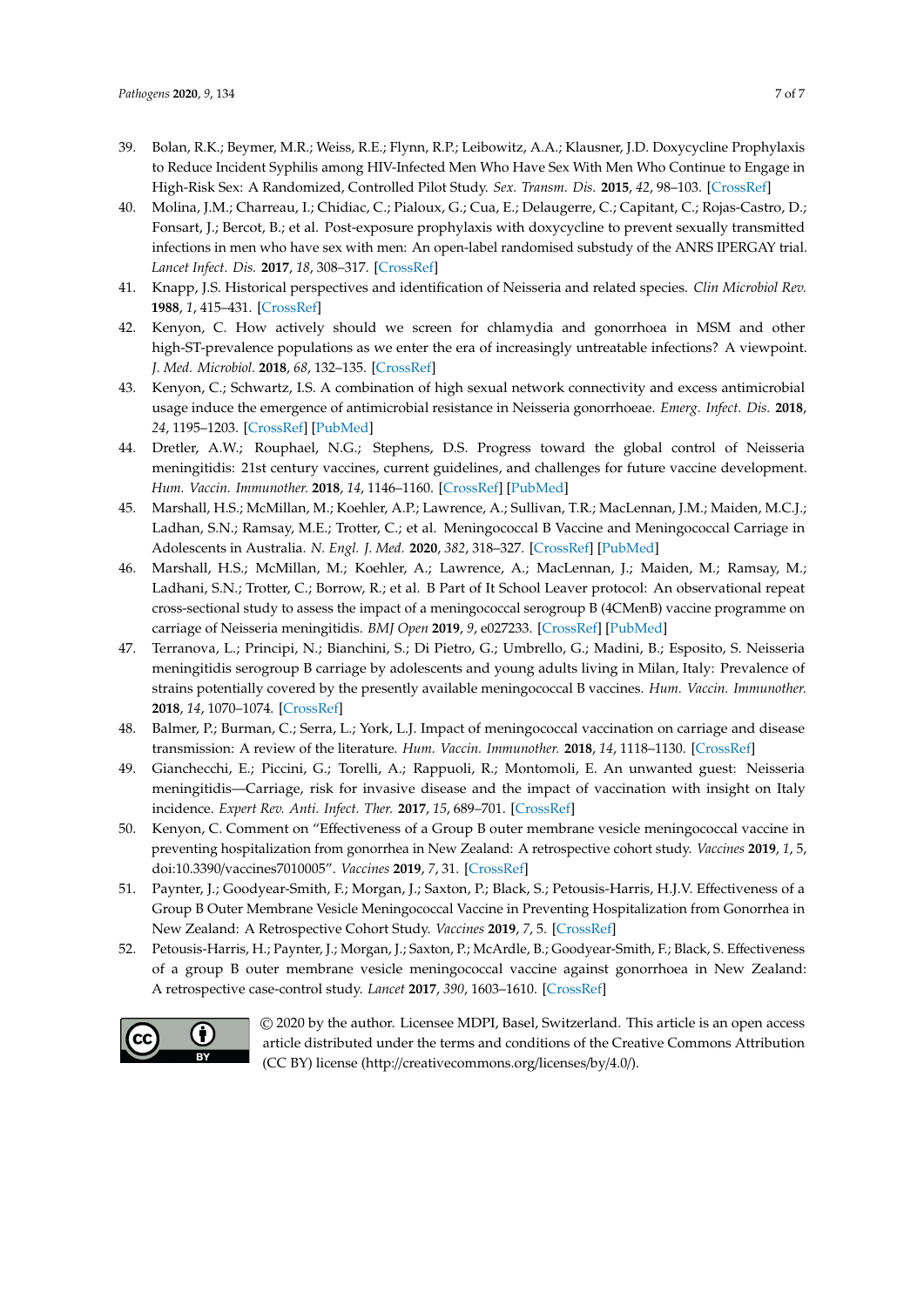39. Bolan, R.K.; Beymer, M.R.; Weiss, R.E.; Flynn, R.P.; Leibowitz, A.A.; Klausner, J.D. Doxycycline Prophylaxis to Reduce Incident Syphilis among HIV-Infected Men Who Have Sex With Men Who Continue to Engage in High-Risk Sex: A Randomized, Controlled Pilot Study. *Sex. Transm. Dis.* **2015**, *42*, 98–103. [CrossRef]
40. Molina, J.M.; Charreau, I.; Chidiac, C.; Pialoux, G.; Cua, E.; Delaugerre, C.; Capitant, C.; Rojas-Castro, D.; Fonsart, J.; Bercot, B.; et al. Post-exposure prophylaxis with doxycycline to prevent sexually transmitted infections in men who have sex with men: An open-label randomised substudy of the ANRS IPERGAY trial. *Lancet Infect. Dis.* **2017**, *18*, 308–317. [CrossRef]
41. Knapp, J.S. Historical perspectives and identification of Neisseria and related species. *Clin Microbiol Rev.* **1988**, *1*, 415–431. [CrossRef]
42. Kenyon, C. How actively should we screen for chlamydia and gonorrhoea in MSM and other high-ST-prevalence populations as we enter the era of increasingly untreatable infections? A viewpoint. *J. Med. Microbiol.* **2018**, *68*, 132–135. [CrossRef]
43. Kenyon, C.; Schwartz, I.S. A combination of high sexual network connectivity and excess antimicrobial usage induce the emergence of antimicrobial resistance in Neisseria gonorrhoeae. *Emerg. Infect. Dis.* **2018**, *24*, 1195–1203. [CrossRef] [PubMed]
44. Dretler, A.W.; Rouphael, N.G.; Stephens, D.S. Progress toward the global control of Neisseria meningitidis: 21st century vaccines, current guidelines, and challenges for future vaccine development. *Hum. Vaccin. Immunother.* **2018**, *14*, 1146–1160. [CrossRef] [PubMed]
45. Marshall, H.S.; McMillan, M.; Koehler, A.P.; Lawrence, A.; Sullivan, T.R.; MacLennan, J.M.; Maiden, M.C.J.; Ladhan, S.N.; Ramsay, M.E.; Trotter, C.; et al. Meningococcal B Vaccine and Meningococcal Carriage in Adolescents in Australia. *N. Engl. J. Med.* **2020**, *382*, 318–327. [CrossRef] [PubMed]
46. Marshall, H.S.; McMillan, M.; Koehler, A.; Lawrence, A.; MacLennan, J.; Maiden, M.; Ramsay, M.; Ladhani, S.N.; Trotter, C.; Borrow, R.; et al. B Part of It School Leaver protocol: An observational repeat cross-sectional study to assess the impact of a meningococcal serogroup B (4CMenB) vaccine programme on carriage of Neisseria meningitidis. *BMJ Open* **2019**, *9*, e027233. [CrossRef] [PubMed]
47. Terranova, L.; Principi, N.; Bianchini, S.; Di Pietro, G.; Umbrello, G.; Madini, B.; Esposito, S. Neisseria meningitidis serogroup B carriage by adolescents and young adults living in Milan, Italy: Prevalence of strains potentially covered by the presently available meningococcal B vaccines. *Hum. Vaccin. Immunother.* **2018**, *14*, 1070–1074. [CrossRef]
48. Balmer, P.; Burman, C.; Serra, L.; York, L.J. Impact of meningococcal vaccination on carriage and disease transmission: A review of the literature. *Hum. Vaccin. Immunother.* **2018**, *14*, 1118–1130. [CrossRef]
49. Gianchecchi, E.; Piccini, G.; Torelli, A.; Rappuoli, R.; Montomoli, E. An unwanted guest: Neisseria meningitidis—Carriage, risk for invasive disease and the impact of vaccination with insight on Italy incidence. *Expert Rev. Anti. Infect. Ther.* **2017**, *15*, 689–701. [CrossRef]
50. Kenyon, C. Comment on "Effectiveness of a Group B outer membrane vesicle meningococcal vaccine in preventing hospitalization from gonorrhea in New Zealand: A retrospective cohort study. *Vaccines* **2019**, *1*, 5, doi:10.3390/vaccines7010005". *Vaccines* **2019**, *7*, 31. [CrossRef]
51. Paynter, J.; Goodyear-Smith, F.; Morgan, J.; Saxton, P.; Black, S.; Petousis-Harris, H.J.V. Effectiveness of a Group B Outer Membrane Vesicle Meningococcal Vaccine in Preventing Hospitalization from Gonorrhea in New Zealand: A Retrospective Cohort Study. *Vaccines* **2019**, *7*, 5. [CrossRef]
52. Petousis-Harris, H.; Paynter, J.; Morgan, J.; Saxton, P.; McArdle, B.; Goodyear-Smith, F.; Black, S. Effectiveness of a group B outer membrane vesicle meningococcal vaccine against gonorrhoea in New Zealand: A retrospective case-control study. *Lancet* **2017**, *390*, 1603–1610. [CrossRef]

© 2020 by the author. Licensee MDPI, Basel, Switzerland. This article is an open access article distributed under the terms and conditions of the Creative Commons Attribution (CC BY) license (http://creativecommons.org/licenses/by/4.0/).